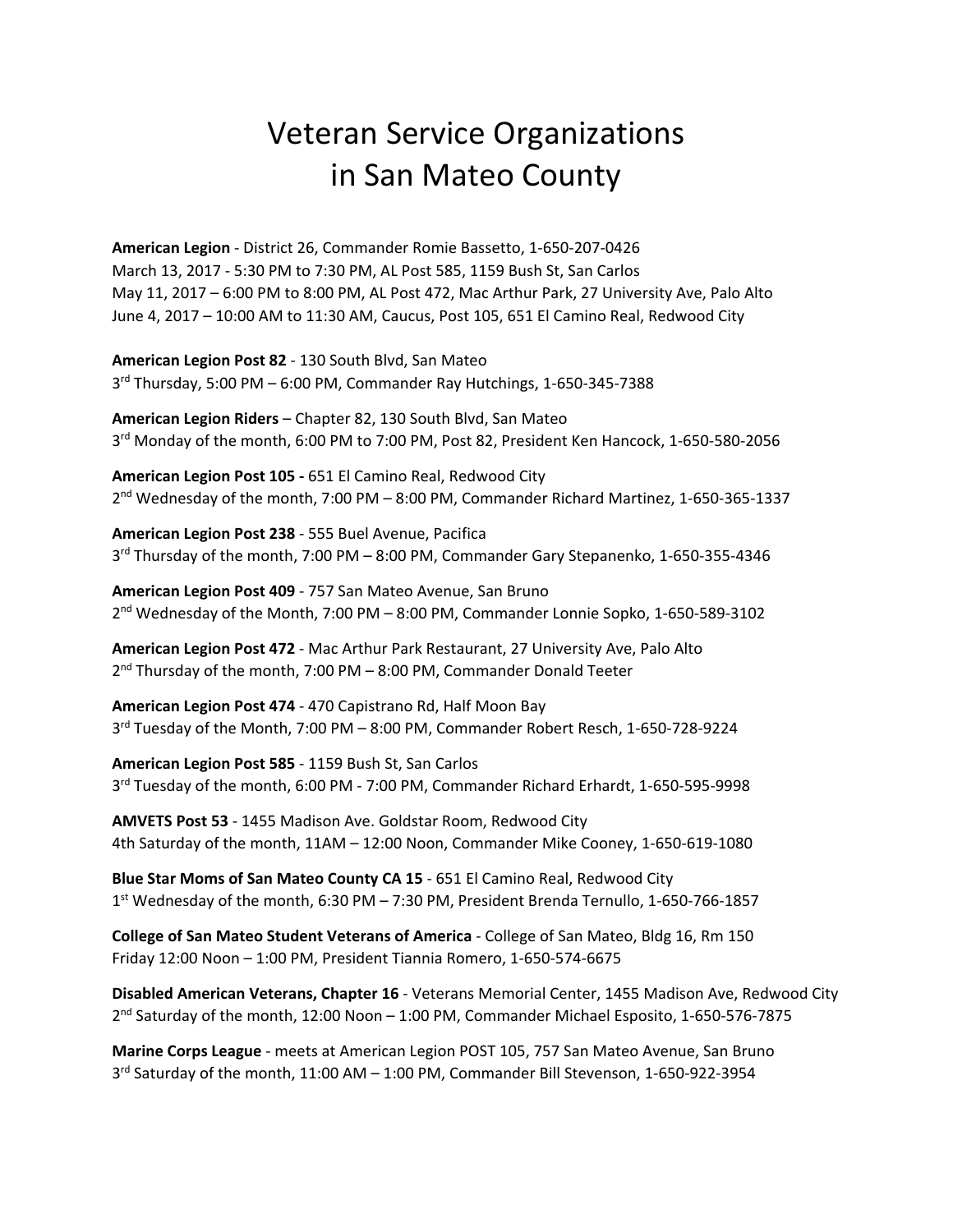# Veteran Service Organizations in San Mateo County

**American Legion** - District 26, Commander Romie Bassetto, 1-650-207-0426
March 13, 2017 - 5:30 PM to 7:30 PM, AL Post 585, 1159 Bush St, San Carlos
May 11, 2017 – 6:00 PM to 8:00 PM, AL Post 472, Mac Arthur Park, 27 University Ave, Palo Alto
June 4, 2017 – 10:00 AM to 11:30 AM, Caucus, Post 105, 651 El Camino Real, Redwood City

**American Legion Post 82** - 130 South Blvd, San Mateo
3rd Thursday, 5:00 PM – 6:00 PM, Commander Ray Hutchings, 1-650-345-7388

**American Legion Riders** – Chapter 82, 130 South Blvd, San Mateo
3rd Monday of the month, 6:00 PM to 7:00 PM, Post 82, President Ken Hancock, 1-650-580-2056

**American Legion Post 105 -** 651 El Camino Real, Redwood City
2nd Wednesday of the month, 7:00 PM – 8:00 PM, Commander Richard Martinez, 1-650-365-1337

**American Legion Post 238** - 555 Buel Avenue, Pacifica
3rd Thursday of the month, 7:00 PM – 8:00 PM, Commander Gary Stepanenko, 1-650-355-4346

**American Legion Post 409** - 757 San Mateo Avenue, San Bruno
2nd Wednesday of the Month, 7:00 PM – 8:00 PM, Commander Lonnie Sopko, 1-650-589-3102

**American Legion Post 472** - Mac Arthur Park Restaurant, 27 University Ave, Palo Alto
2nd Thursday of the month, 7:00 PM – 8:00 PM, Commander Donald Teeter

**American Legion Post 474** - 470 Capistrano Rd, Half Moon Bay
3rd Tuesday of the Month, 7:00 PM – 8:00 PM, Commander Robert Resch, 1-650-728-9224

**American Legion Post 585** - 1159 Bush St, San Carlos
3rd Tuesday of the month, 6:00 PM - 7:00 PM, Commander Richard Erhardt, 1-650-595-9998

**AMVETS Post 53** - 1455 Madison Ave. Goldstar Room, Redwood City
4th Saturday of the month, 11AM – 12:00 Noon, Commander Mike Cooney, 1-650-619-1080

**Blue Star Moms of San Mateo County CA 15** - 651 El Camino Real, Redwood City
1st Wednesday of the month, 6:30 PM – 7:30 PM, President Brenda Ternullo, 1-650-766-1857

**College of San Mateo Student Veterans of America** - College of San Mateo, Bldg 16, Rm 150
Friday 12:00 Noon – 1:00 PM, President Tiannia Romero, 1-650-574-6675

**Disabled American Veterans, Chapter 16** - Veterans Memorial Center, 1455 Madison Ave, Redwood City
2nd Saturday of the month, 12:00 Noon – 1:00 PM, Commander Michael Esposito, 1-650-576-7875

**Marine Corps League** - meets at American Legion POST 105, 757 San Mateo Avenue, San Bruno
3rd Saturday of the month, 11:00 AM – 1:00 PM, Commander Bill Stevenson, 1-650-922-3954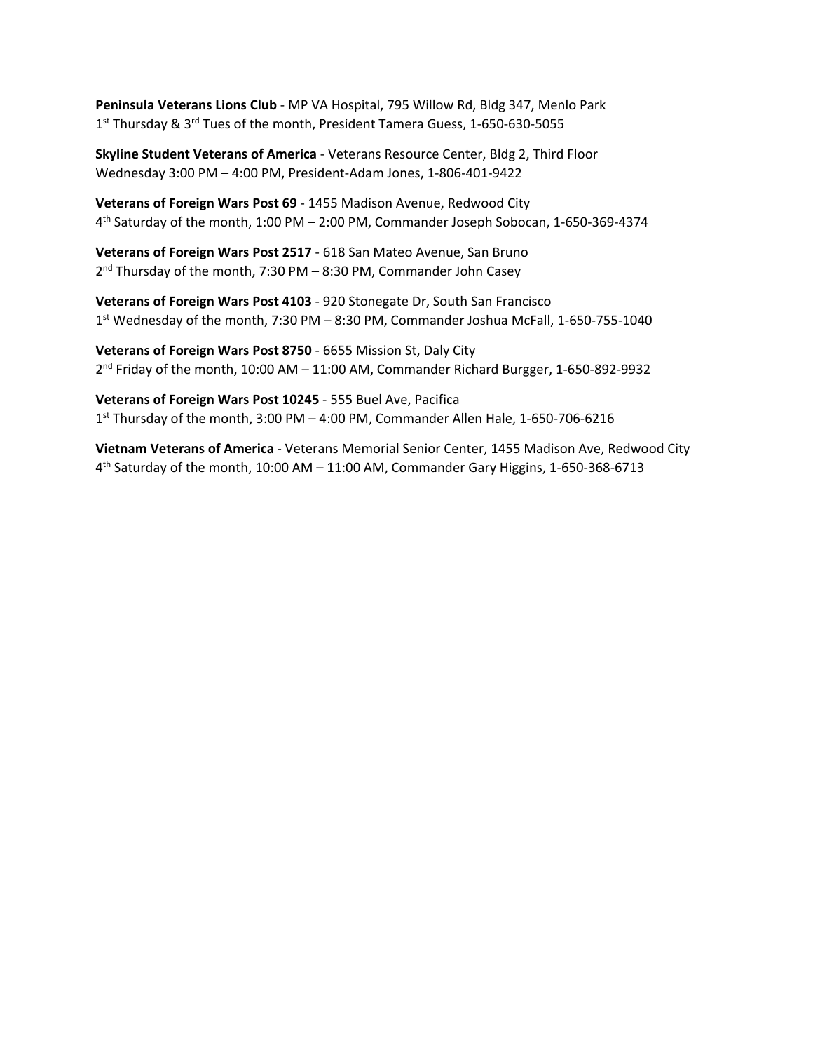**Peninsula Veterans Lions Club** - MP VA Hospital, 795 Willow Rd, Bldg 347, Menlo Park
1st Thursday & 3rd Tues of the month, President Tamera Guess, 1-650-630-5055

**Skyline Student Veterans of America** - Veterans Resource Center, Bldg 2, Third Floor
Wednesday 3:00 PM – 4:00 PM, President-Adam Jones, 1-806-401-9422

**Veterans of Foreign Wars Post 69** - 1455 Madison Avenue, Redwood City
4th Saturday of the month, 1:00 PM – 2:00 PM, Commander Joseph Sobocan, 1-650-369-4374

**Veterans of Foreign Wars Post 2517** - 618 San Mateo Avenue, San Bruno
2nd Thursday of the month, 7:30 PM – 8:30 PM, Commander John Casey

**Veterans of Foreign Wars Post 4103** - 920 Stonegate Dr, South San Francisco
1st Wednesday of the month, 7:30 PM – 8:30 PM, Commander Joshua McFall, 1-650-755-1040

**Veterans of Foreign Wars Post 8750** - 6655 Mission St, Daly City
2nd Friday of the month, 10:00 AM – 11:00 AM, Commander Richard Burgger, 1-650-892-9932

**Veterans of Foreign Wars Post 10245** - 555 Buel Ave, Pacifica
1st Thursday of the month, 3:00 PM – 4:00 PM, Commander Allen Hale, 1-650-706-6216

**Vietnam Veterans of America** - Veterans Memorial Senior Center, 1455 Madison Ave, Redwood City
4th Saturday of the month, 10:00 AM – 11:00 AM, Commander Gary Higgins, 1-650-368-6713